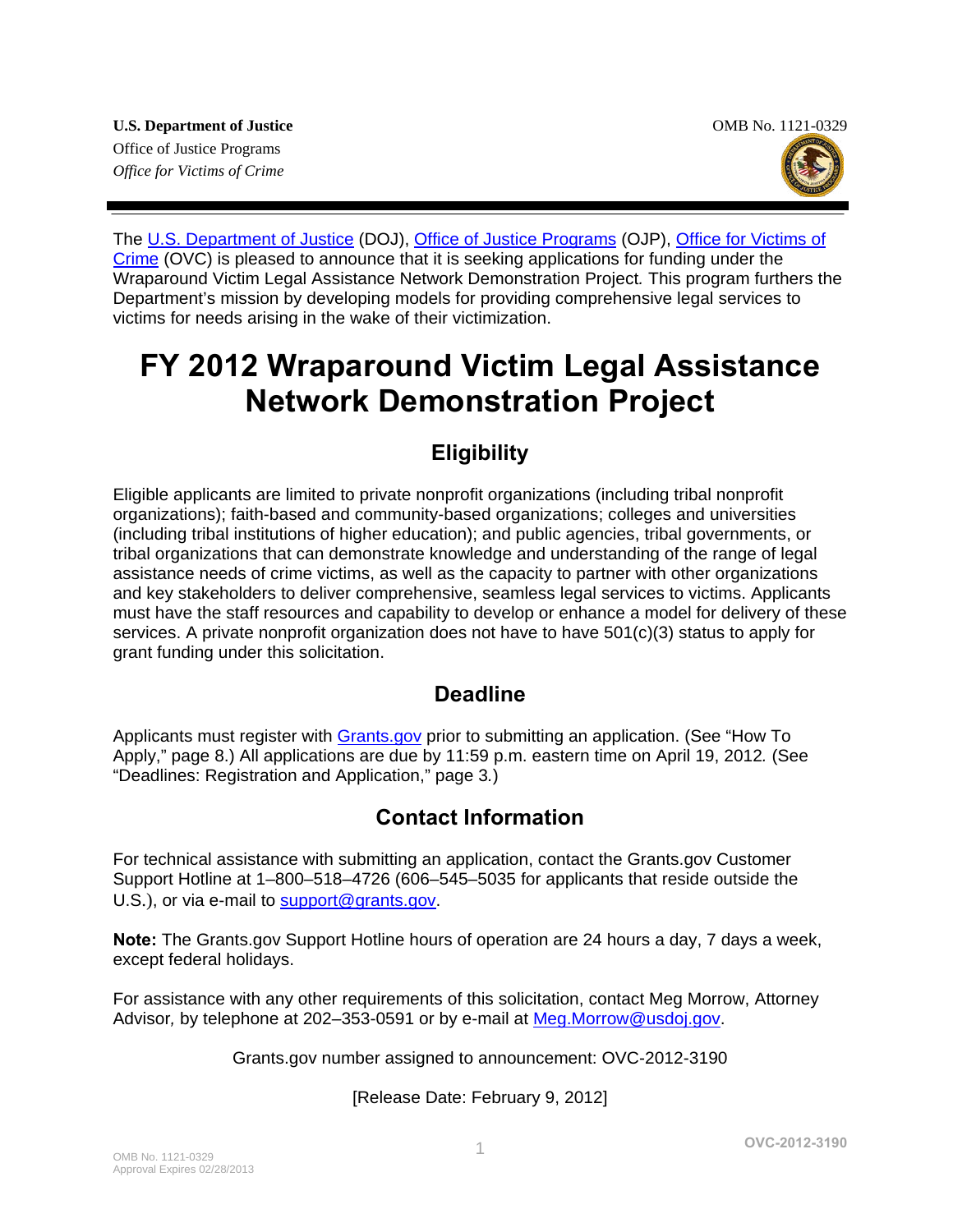**U.S. Department of Justice**
Office of Justice Programps
*Office for Victims of Crime*

OMB No. 1121-0329

The U.S. Department of Justice (DOJ), Office of Justice Programs (OJP), Office for Victims of Crime (OVC) is pleased to announce that it is seeking applications for funding under the Wraparound Victim Legal Assistance Network Demonstration Project. This program furthers the Department's mission by developing models for providing comprehensive legal services to victims for needs arising in the wake of their victimization.

# FY 2012 Wraparound Victim Legal Assistance Network Demonstration Project

## Eligibility

Eligible applicants are limited to private nonprofit organizations (including tribal nonprofit organizations); faith-based and community-based organizations; colleges and universities (including tribal institutions of higher education); and public agencies, tribal governments, or tribal organizations that can demonstrate knowledge and understanding of the range of legal assistance needs of crime victims, as well as the capacity to partner with other organizations and key stakeholders to deliver comprehensive, seamless legal services to victims. Applicants must have the staff resources and capability to develop or enhance a model for delivery of these services. A private nonprofit organization does not have to have 501(c)(3) status to apply for grant funding under this solicitation.

## Deadline

Applicants must register with Grants.gov prior to submitting an application. (See "How To Apply," page 8.) All applications are due by 11:59 p.m. eastern time on April 19, 2012. (See "Deadlines: Registration and Application," page 3.)

## Contact Information

For technical assistance with submitting an application, contact the Grants.gov Customer Support Hotline at 1–800–518–4726 (606–545–5035 for applicants that reside outside the U.S.), or via e-mail to support@grants.gov.

**Note:** The Grants.gov Support Hotline hours of operation are 24 hours a day, 7 days a week, except federal holidays.

For assistance with any other requirements of this solicitation, contact Meg Morrow, Attorney Advisor, by telephone at 202–353-0591 or by e-mail at Meg.Morrow@usdoj.gov.

Grants.gov number assigned to announcement: OVC-2012-3190

[Release Date: February 9, 2012]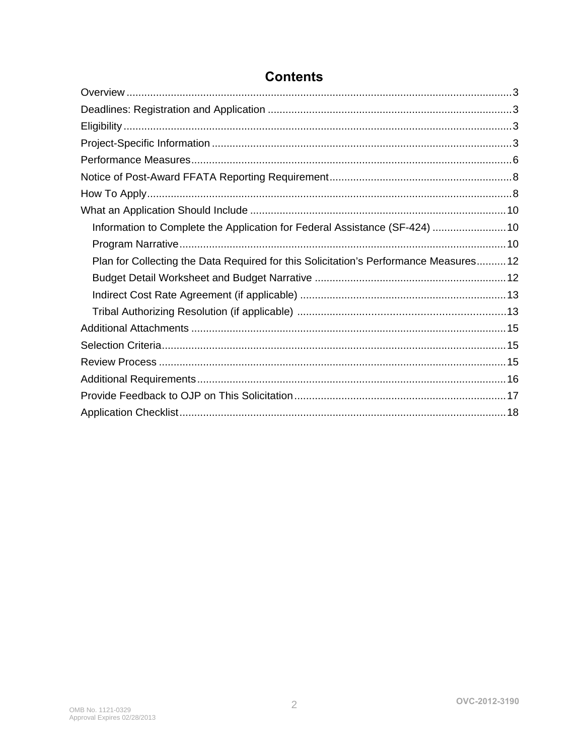# Contents

Overview ........................................................................................................................ 3
Deadlines: Registration and Application ...................................................................... 3
Eligibility ........................................................................................................................ 3
Project-Specific Information .......................................................................................... 3
Performance Measures ................................................................................................... 6
Notice of Post-Award FFATA Reporting Requirement .................................................. 8
How To Apply .................................................................................................................. 8
What an Application Should Include ........................................................................... 10
- Information to Complete the Application for Federal Assistance (SF-424) ............ 10
- Program Narrative ..................................................................................................... 10
- Plan for Collecting the Data Required for this Solicitation's Performance Measures .......... 12
- Budget Detail Worksheet and Budget Narrative ...................................................... 12
- Indirect Cost Rate Agreement (if applicable) ........................................................... 13
- Tribal Authorizing Resolution (if applicable) ............................................................ 13

Additional Attachments ................................................................................................ 15
Selection Criteria ........................................................................................................... 15
Review Process ............................................................................................................. 15
Additional Requirements .............................................................................................. 16
Provide Feedback to OJP on This Solicitation ............................................................ 17
Application Checklist .................................................................................................... 18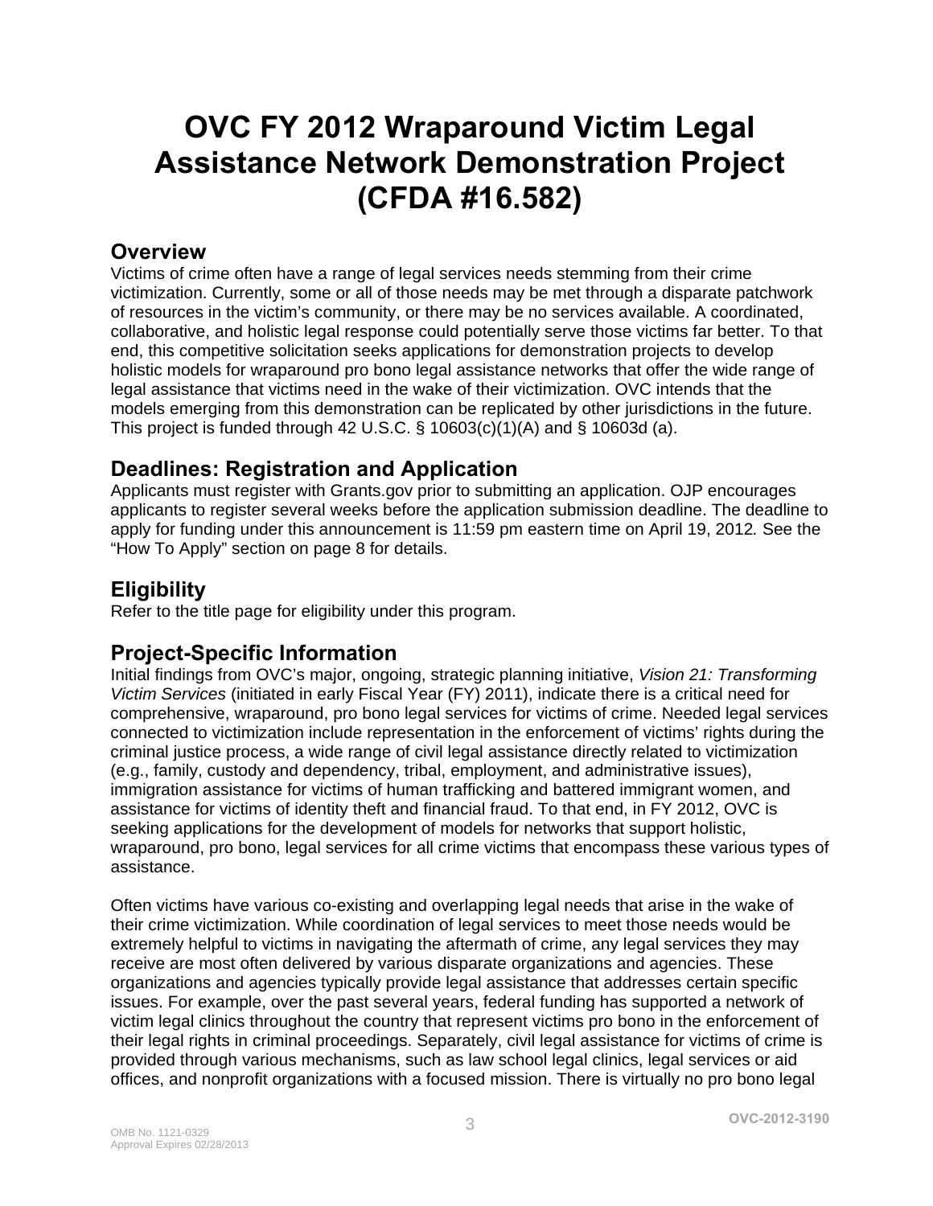# OVC FY 2012 Wraparound Victim Legal Assistance Network Demonstration Project (CFDA #16.582)

## Overview

Victims of crime often have a range of legal services needs stemming from their crime victimization. Currently, some or all of those needs may be met through a disparate patchwork of resources in the victim's community, or there may be no services available. A coordinated, collaborative, and holistic legal response could potentially serve those victims far better. To that end, this competitive solicitation seeks applications for demonstration projects to develop holistic models for wraparound pro bono legal assistance networks that offer the wide range of legal assistance that victims need in the wake of their victimization. OVC intends that the models emerging from this demonstration can be replicated by other jurisdictions in the future. This project is funded through 42 U.S.C. § 10603(c)(1)(A) and § 10603d (a).

## Deadlines: Registration and Application

Applicants must register with Grants.gov prior to submitting an application. OJP encourages applicants to register several weeks before the application submission deadline. The deadline to apply for funding under this announcement is 11:59 pm eastern time on April 19, 2012*.* See the "How To Apply" section on page 8 for details.

## Eligibility

Refer to the title page for eligibility under this program.

## Project-Specific Information

Initial findings from OVC's major, ongoing, strategic planning initiative, *Vision 21: Transforming Victim Services* (initiated in early Fiscal Year (FY) 2011), indicate there is a critical need for comprehensive, wraparound, pro bono legal services for victims of crime. Needed legal services connected to victimization include representation in the enforcement of victims' rights during the criminal justice process, a wide range of civil legal assistance directly related to victimization (e.g., family, custody and dependency, tribal, employment, and administrative issues), immigration assistance for victims of human trafficking and battered immigrant women, and assistance for victims of identity theft and financial fraud. To that end, in FY 2012, OVC is seeking applications for the development of models for networks that support holistic, wraparound, pro bono, legal services for all crime victims that encompass these various types of assistance.

Often victims have various co-existing and overlapping legal needs that arise in the wake of their crime victimization. While coordination of legal services to meet those needs would be extremely helpful to victims in navigating the aftermath of crime, any legal services they may receive are most often delivered by various disparate organizations and agencies. These organizations and agencies typically provide legal assistance that addresses certain specific issues. For example, over the past several years, federal funding has supported a network of victim legal clinics throughout the country that represent victims pro bono in the enforcement of their legal rights in criminal proceedings. Separately, civil legal assistance for victims of crime is provided through various mechanisms, such as law school legal clinics, legal services or aid offices, and nonprofit organizations with a focused mission. There is virtually no pro bono legal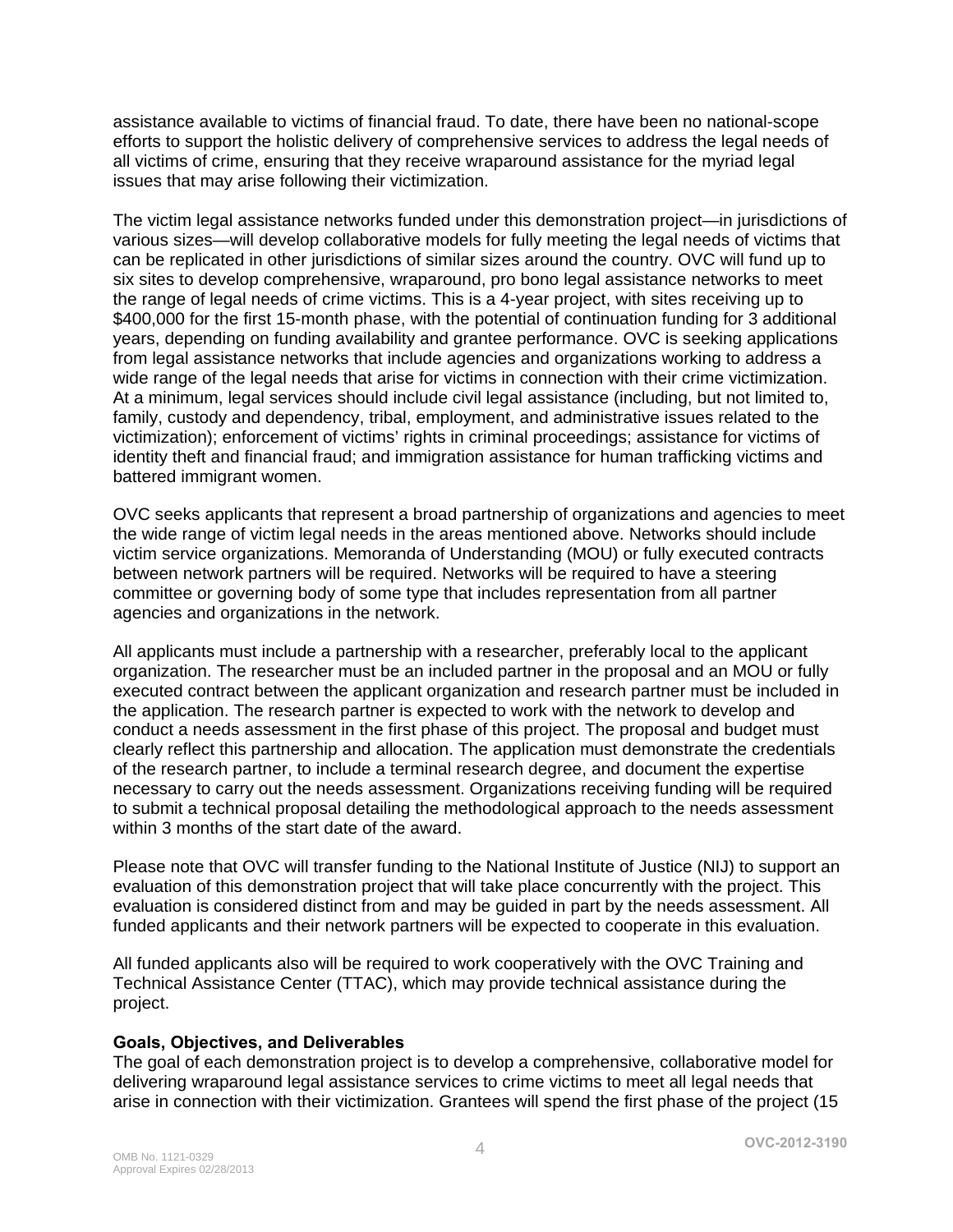assistance available to victims of financial fraud. To date, there have been no national-scope efforts to support the holistic delivery of comprehensive services to address the legal needs of all victims of crime, ensuring that they receive wraparound assistance for the myriad legal issues that may arise following their victimization.

The victim legal assistance networks funded under this demonstration project—in jurisdictions of various sizes—will develop collaborative models for fully meeting the legal needs of victims that can be replicated in other jurisdictions of similar sizes around the country. OVC will fund up to six sites to develop comprehensive, wraparound, pro bono legal assistance networks to meet the range of legal needs of crime victims. This is a 4-year project, with sites receiving up to $400,000 for the first 15-month phase, with the potential of continuation funding for 3 additional years, depending on funding availability and grantee performance. OVC is seeking applications from legal assistance networks that include agencies and organizations working to address a wide range of the legal needs that arise for victims in connection with their crime victimization. At a minimum, legal services should include civil legal assistance (including, but not limited to, family, custody and dependency, tribal, employment, and administrative issues related to the victimization); enforcement of victims' rights in criminal proceedings; assistance for victims of identity theft and financial fraud; and immigration assistance for human trafficking victims and battered immigrant women.

OVC seeks applicants that represent a broad partnership of organizations and agencies to meet the wide range of victim legal needs in the areas mentioned above. Networks should include victim service organizations. Memoranda of Understanding (MOU) or fully executed contracts between network partners will be required. Networks will be required to have a steering committee or governing body of some type that includes representation from all partner agencies and organizations in the network.

All applicants must include a partnership with a researcher, preferably local to the applicant organization. The researcher must be an included partner in the proposal and an MOU or fully executed contract between the applicant organization and research partner must be included in the application. The research partner is expected to work with the network to develop and conduct a needs assessment in the first phase of this project. The proposal and budget must clearly reflect this partnership and allocation. The application must demonstrate the credentials of the research partner, to include a terminal research degree, and document the expertise necessary to carry out the needs assessment. Organizations receiving funding will be required to submit a technical proposal detailing the methodological approach to the needs assessment within 3 months of the start date of the award.

Please note that OVC will transfer funding to the National Institute of Justice (NIJ) to support an evaluation of this demonstration project that will take place concurrently with the project. This evaluation is considered distinct from and may be guided in part by the needs assessment. All funded applicants and their network partners will be expected to cooperate in this evaluation.

All funded applicants also will be required to work cooperatively with the OVC Training and Technical Assistance Center (TTAC), which may provide technical assistance during the project.

**Goals, Objectives, and Deliverables**

The goal of each demonstration project is to develop a comprehensive, collaborative model for delivering wraparound legal assistance services to crime victims to meet all legal needs that arise in connection with their victimization. Grantees will spend the first phase of the project (15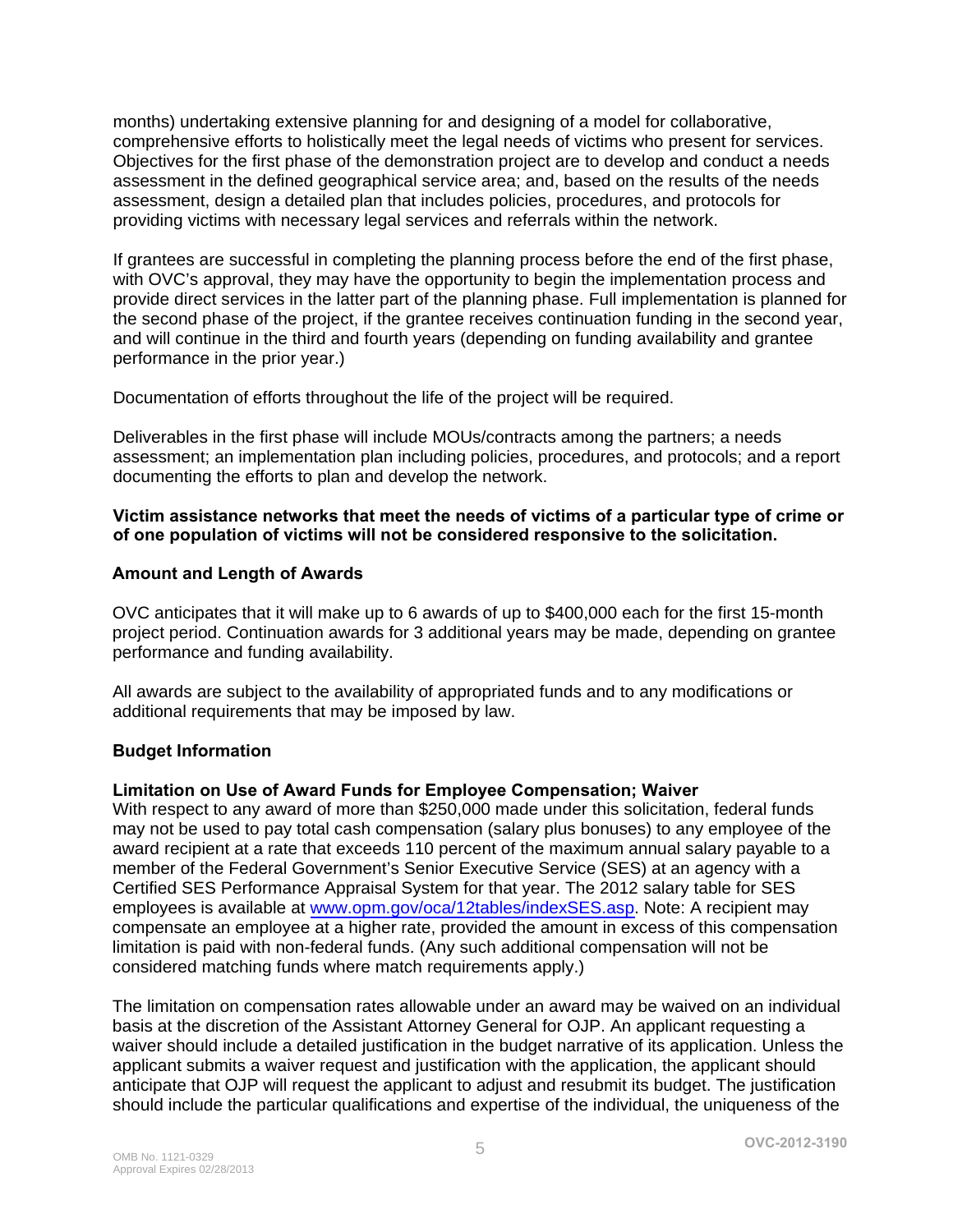months) undertaking extensive planning for and designing of a model for collaborative, comprehensive efforts to holistically meet the legal needs of victims who present for services. Objectives for the first phase of the demonstration project are to develop and conduct a needs assessment in the defined geographical service area; and, based on the results of the needs assessment, design a detailed plan that includes policies, procedures, and protocols for providing victims with necessary legal services and referrals within the network.

If grantees are successful in completing the planning process before the end of the first phase, with OVC's approval, they may have the opportunity to begin the implementation process and provide direct services in the latter part of the planning phase. Full implementation is planned for the second phase of the project, if the grantee receives continuation funding in the second year, and will continue in the third and fourth years (depending on funding availability and grantee performance in the prior year.)

Documentation of efforts throughout the life of the project will be required.

Deliverables in the first phase will include MOUs/contracts among the partners; a needs assessment; an implementation plan including policies, procedures, and protocols; and a report documenting the efforts to plan and develop the network.

**Victim assistance networks that meet the needs of victims of a particular type of crime or of one population of victims will not be considered responsive to the solicitation.**

### Amount and Length of Awards

OVC anticipates that it will make up to 6 awards of up to $400,000 each for the first 15-month project period. Continuation awards for 3 additional years may be made, depending on grantee performance and funding availability.

All awards are subject to the availability of appropriated funds and to any modifications or additional requirements that may be imposed by law.

### Budget Information

**Limitation on Use of Award Funds for Employee Compensation; Waiver**
With respect to any award of more than $250,000 made under this solicitation, federal funds may not be used to pay total cash compensation (salary plus bonuses) to any employee of the award recipient at a rate that exceeds 110 percent of the maximum annual salary payable to a member of the Federal Government's Senior Executive Service (SES) at an agency with a Certified SES Performance Appraisal System for that year. The 2012 salary table for SES employees is available at www.opm.gov/oca/12tables/indexSES.asp. Note: A recipient may compensate an employee at a higher rate, provided the amount in excess of this compensation limitation is paid with non-federal funds. (Any such additional compensation will not be considered matching funds where match requirements apply.)

The limitation on compensation rates allowable under an award may be waived on an individual basis at the discretion of the Assistant Attorney General for OJP. An applicant requesting a waiver should include a detailed justification in the budget narrative of its application. Unless the applicant submits a waiver request and justification with the application, the applicant should anticipate that OJP will request the applicant to adjust and resubmit its budget. The justification should include the particular qualifications and expertise of the individual, the uniqueness of the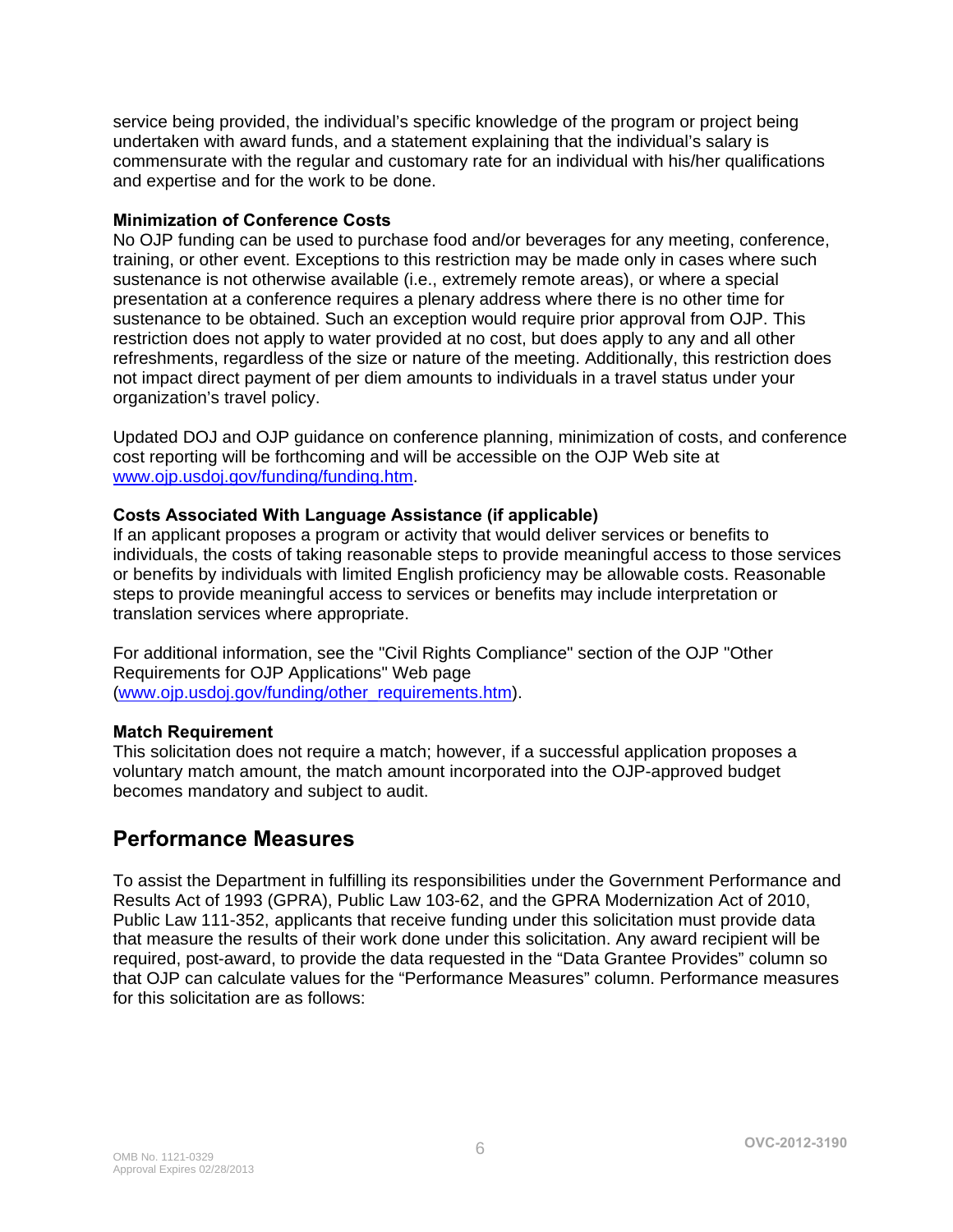service being provided, the individual's specific knowledge of the program or project being undertaken with award funds, and a statement explaining that the individual's salary is commensurate with the regular and customary rate for an individual with his/her qualifications and expertise and for the work to be done.

**Minimization of Conference Costs**

No OJP funding can be used to purchase food and/or beverages for any meeting, conference, training, or other event. Exceptions to this restriction may be made only in cases where such sustenance is not otherwise available (i.e., extremely remote areas), or where a special presentation at a conference requires a plenary address where there is no other time for sustenance to be obtained. Such an exception would require prior approval from OJP. This restriction does not apply to water provided at no cost, but does apply to any and all other refreshments, regardless of the size or nature of the meeting. Additionally, this restriction does not impact direct payment of per diem amounts to individuals in a travel status under your organization's travel policy.

Updated DOJ and OJP guidance on conference planning, minimization of costs, and conference cost reporting will be forthcoming and will be accessible on the OJP Web site at www.ojp.usdoj.gov/funding/funding.htm.

**Costs Associated With Language Assistance (if applicable)**

If an applicant proposes a program or activity that would deliver services or benefits to individuals, the costs of taking reasonable steps to provide meaningful access to those services or benefits by individuals with limited English proficiency may be allowable costs. Reasonable steps to provide meaningful access to services or benefits may include interpretation or translation services where appropriate.

For additional information, see the "Civil Rights Compliance" section of the OJP "Other Requirements for OJP Applications" Web page (www.ojp.usdoj.gov/funding/other_requirements.htm).

**Match Requirement**

This solicitation does not require a match; however, if a successful application proposes a voluntary match amount, the match amount incorporated into the OJP-approved budget becomes mandatory and subject to audit.

## Performance Measures

To assist the Department in fulfilling its responsibilities under the Government Performance and Results Act of 1993 (GPRA), Public Law 103-62, and the GPRA Modernization Act of 2010, Public Law 111-352, applicants that receive funding under this solicitation must provide data that measure the results of their work done under this solicitation. Any award recipient will be required, post-award, to provide the data requested in the "Data Grantee Provides" column so that OJP can calculate values for the "Performance Measures" column. Performance measures for this solicitation are as follows: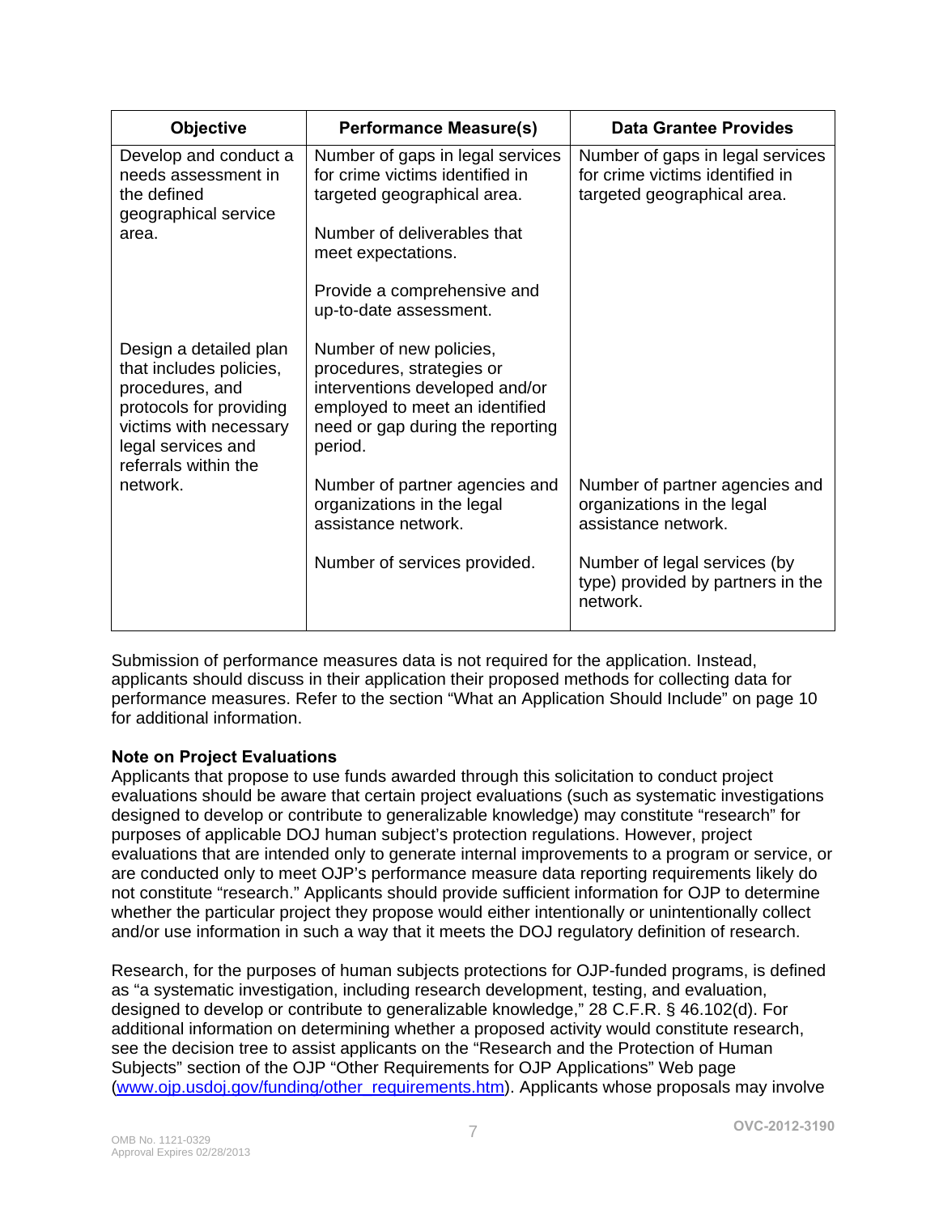| Objective | Performance Measure(s) | Data Grantee Provides |
|---|---|---|
| Develop and conduct a needs assessment in the defined geographical service area. | Number of gaps in legal services for crime victims identified in targeted geographical area. | Number of gaps in legal services for crime victims identified in targeted geographical area. |
| | Number of deliverables that meet expectations. | |
| | Provide a comprehensive and up-to-date assessment. | |
| Design a detailed plan that includes policies, procedures, and protocols for providing victims with necessary legal services and referrals within the network. | Number of new policies, procedures, strategies or interventions developed and/or employed to meet an identified need or gap during the reporting period. | |
| | Number of partner agencies and organizations in the legal assistance network. | Number of partner agencies and organizations in the legal assistance network. |
| | Number of services provided. | Number of legal services (by type) provided by partners in the network. |

Submission of performance measures data is not required for the application. Instead, applicants should discuss in their application their proposed methods for collecting data for performance measures. Refer to the section "What an Application Should Include" on page 10 for additional information.

**Note on Project Evaluations**

Applicants that propose to use funds awarded through this solicitation to conduct project evaluations should be aware that certain project evaluations (such as systematic investigations designed to develop or contribute to generalizable knowledge) may constitute "research" for purposes of applicable DOJ human subject's protection regulations. However, project evaluations that are intended only to generate internal improvements to a program or service, or are conducted only to meet OJP's performance measure data reporting requirements likely do not constitute "research." Applicants should provide sufficient information for OJP to determine whether the particular project they propose would either intentionally or unintentionally collect and/or use information in such a way that it meets the DOJ regulatory definition of research.

Research, for the purposes of human subjects protections for OJP-funded programs, is defined as "a systematic investigation, including research development, testing, and evaluation, designed to develop or contribute to generalizable knowledge," 28 C.F.R. § 46.102(d). For additional information on determining whether a proposed activity would constitute research, see the decision tree to assist applicants on the "Research and the Protection of Human Subjects" section of the OJP "Other Requirements for OJP Applications" Web page (www.ojp.usdoj.gov/funding/other_requirements.htm). Applicants whose proposals may involve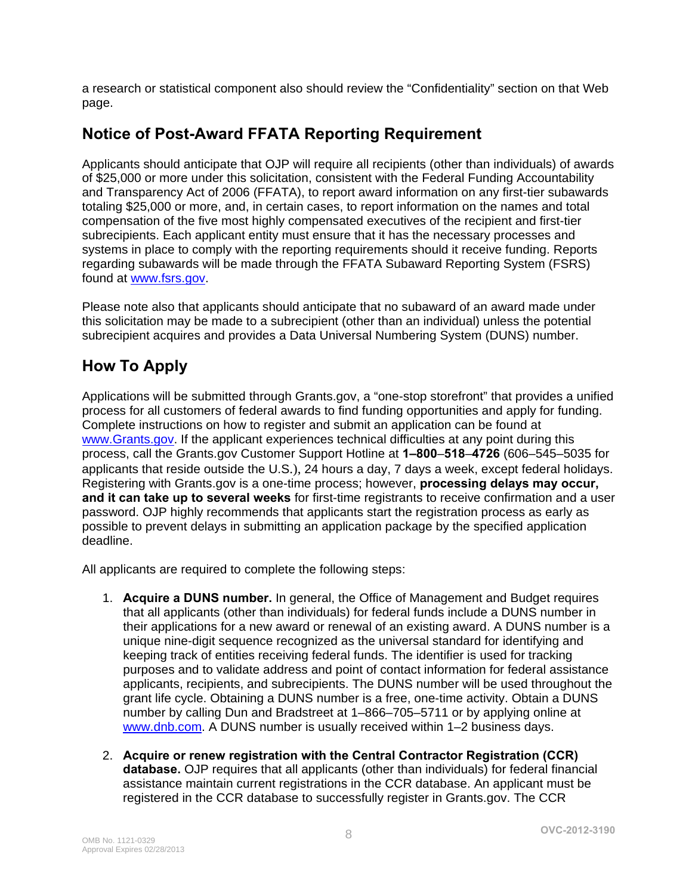a research or statistical component also should review the “Confidentiality” section on that Web page.

## Notice of Post-Award FFATA Reporting Requirement

Applicants should anticipate that OJP will require all recipients (other than individuals) of awards of $25,000 or more under this solicitation, consistent with the Federal Funding Accountability and Transparency Act of 2006 (FFATA), to report award information on any first-tier subawards totaling $25,000 or more, and, in certain cases, to report information on the names and total compensation of the five most highly compensated executives of the recipient and first-tier subrecipients. Each applicant entity must ensure that it has the necessary processes and systems in place to comply with the reporting requirements should it receive funding. Reports regarding subawards will be made through the FFATA Subaward Reporting System (FSRS) found at www.fsrs.gov.

Please note also that applicants should anticipate that no subaward of an award made under this solicitation may be made to a subrecipient (other than an individual) unless the potential subrecipient acquires and provides a Data Universal Numbering System (DUNS) number.

## How To Apply

Applications will be submitted through Grants.gov, a “one-stop storefront” that provides a unified process for all customers of federal awards to find funding opportunities and apply for funding. Complete instructions on how to register and submit an application can be found at www.Grants.gov. If the applicant experiences technical difficulties at any point during this process, call the Grants.gov Customer Support Hotline at **1–800–518–4726** (606–545–5035 for applicants that reside outside the U.S.), 24 hours a day, 7 days a week, except federal holidays. Registering with Grants.gov is a one-time process; however, **processing delays may occur, and it can take up to several weeks** for first-time registrants to receive confirmation and a user password. OJP highly recommends that applicants start the registration process as early as possible to prevent delays in submitting an application package by the specified application deadline.

All applicants are required to complete the following steps:

1. **Acquire a DUNS number.** In general, the Office of Management and Budget requires that all applicants (other than individuals) for federal funds include a DUNS number in their applications for a new award or renewal of an existing award. A DUNS number is a unique nine-digit sequence recognized as the universal standard for identifying and keeping track of entities receiving federal funds. The identifier is used for tracking purposes and to validate address and point of contact information for federal assistance applicants, recipients, and subrecipients. The DUNS number will be used throughout the grant life cycle. Obtaining a DUNS number is a free, one-time activity. Obtain a DUNS number by calling Dun and Bradstreet at 1–866–705–5711 or by applying online at www.dnb.com. A DUNS number is usually received within 1–2 business days.

2. **Acquire or renew registration with the Central Contractor Registration (CCR) database.** OJP requires that all applicants (other than individuals) for federal financial assistance maintain current registrations in the CCR database. An applicant must be registered in the CCR database to successfully register in Grants.gov. The CCR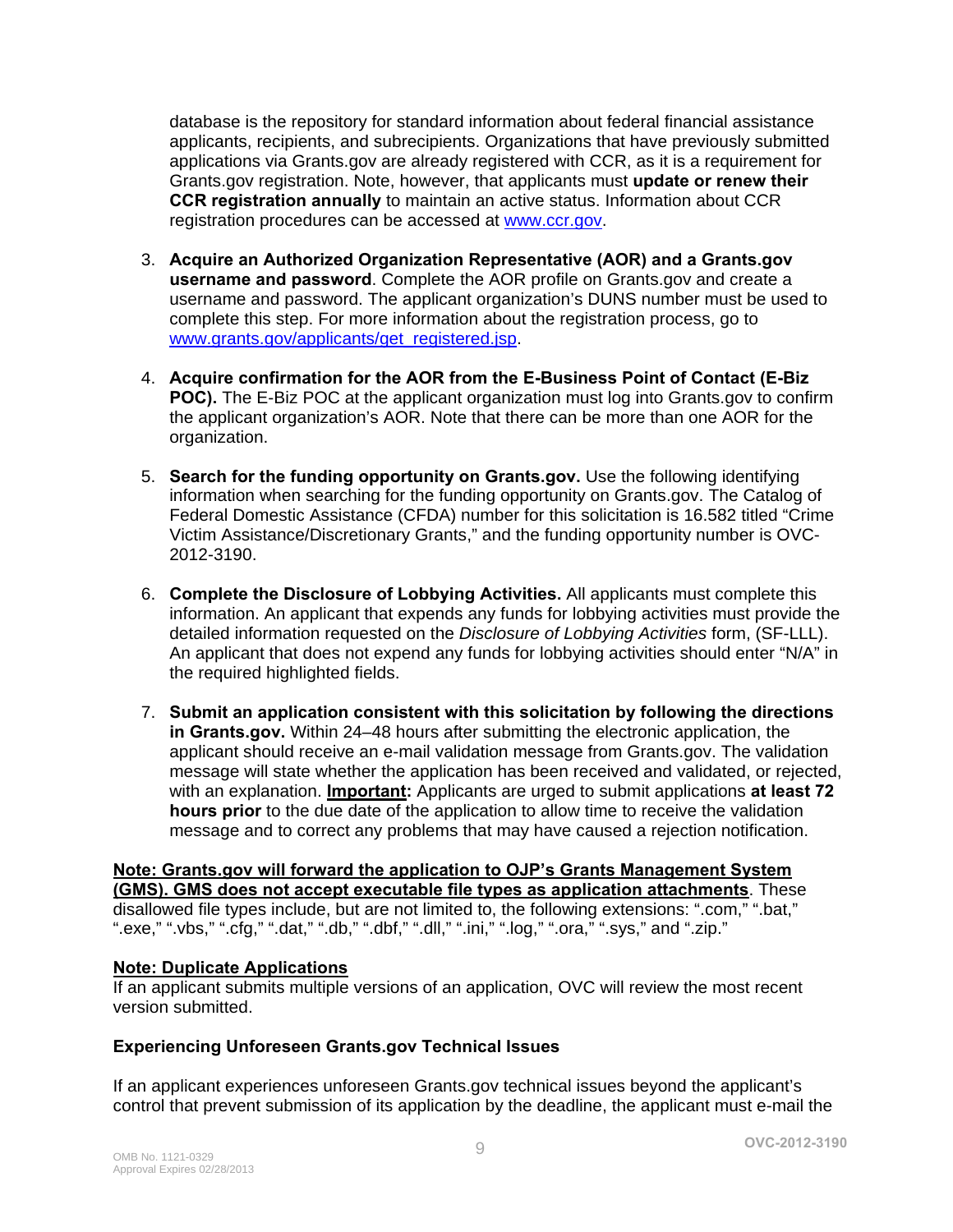database is the repository for standard information about federal financial assistance applicants, recipients, and subrecipients. Organizations that have previously submitted applications via Grants.gov are already registered with CCR, as it is a requirement for Grants.gov registration. Note, however, that applicants must **update or renew their CCR registration annually** to maintain an active status. Information about CCR registration procedures can be accessed at www.ccr.gov.

3. **Acquire an Authorized Organization Representative (AOR) and a Grants.gov username and password**. Complete the AOR profile on Grants.gov and create a username and password. The applicant organization's DUNS number must be used to complete this step. For more information about the registration process, go to www.grants.gov/applicants/get_registered.jsp.

4. **Acquire confirmation for the AOR from the E-Business Point of Contact (E-Biz POC).** The E-Biz POC at the applicant organization must log into Grants.gov to confirm the applicant organization's AOR. Note that there can be more than one AOR for the organization.

5. **Search for the funding opportunity on Grants.gov.** Use the following identifying information when searching for the funding opportunity on Grants.gov. The Catalog of Federal Domestic Assistance (CFDA) number for this solicitation is 16.582 titled "Crime Victim Assistance/Discretionary Grants," and the funding opportunity number is OVC-2012-3190.

6. **Complete the Disclosure of Lobbying Activities.** All applicants must complete this information. An applicant that expends any funds for lobbying activities must provide the detailed information requested on the *Disclosure of Lobbying Activities* form, (SF-LLL). An applicant that does not expend any funds for lobbying activities should enter "N/A" in the required highlighted fields.

7. **Submit an application consistent with this solicitation by following the directions in Grants.gov.** Within 24–48 hours after submitting the electronic application, the applicant should receive an e-mail validation message from Grants.gov. The validation message will state whether the application has been received and validated, or rejected, with an explanation. **Important:** Applicants are urged to submit applications **at least 72 hours prior** to the due date of the application to allow time to receive the validation message and to correct any problems that may have caused a rejection notification.

**Note: Grants.gov will forward the application to OJP's Grants Management System (GMS). GMS does not accept executable file types as application attachments**. These disallowed file types include, but are not limited to, the following extensions: ".com," ".bat," ".exe," ".vbs," ".cfg," ".dat," ".db," ".dbf," ".dll," ".ini," ".log," ".ora," ".sys," and ".zip."

**Note: Duplicate Applications**
If an applicant submits multiple versions of an application, OVC will review the most recent version submitted.

**Experiencing Unforeseen Grants.gov Technical Issues**

If an applicant experiences unforeseen Grants.gov technical issues beyond the applicant's control that prevent submission of its application by the deadline, the applicant must e-mail the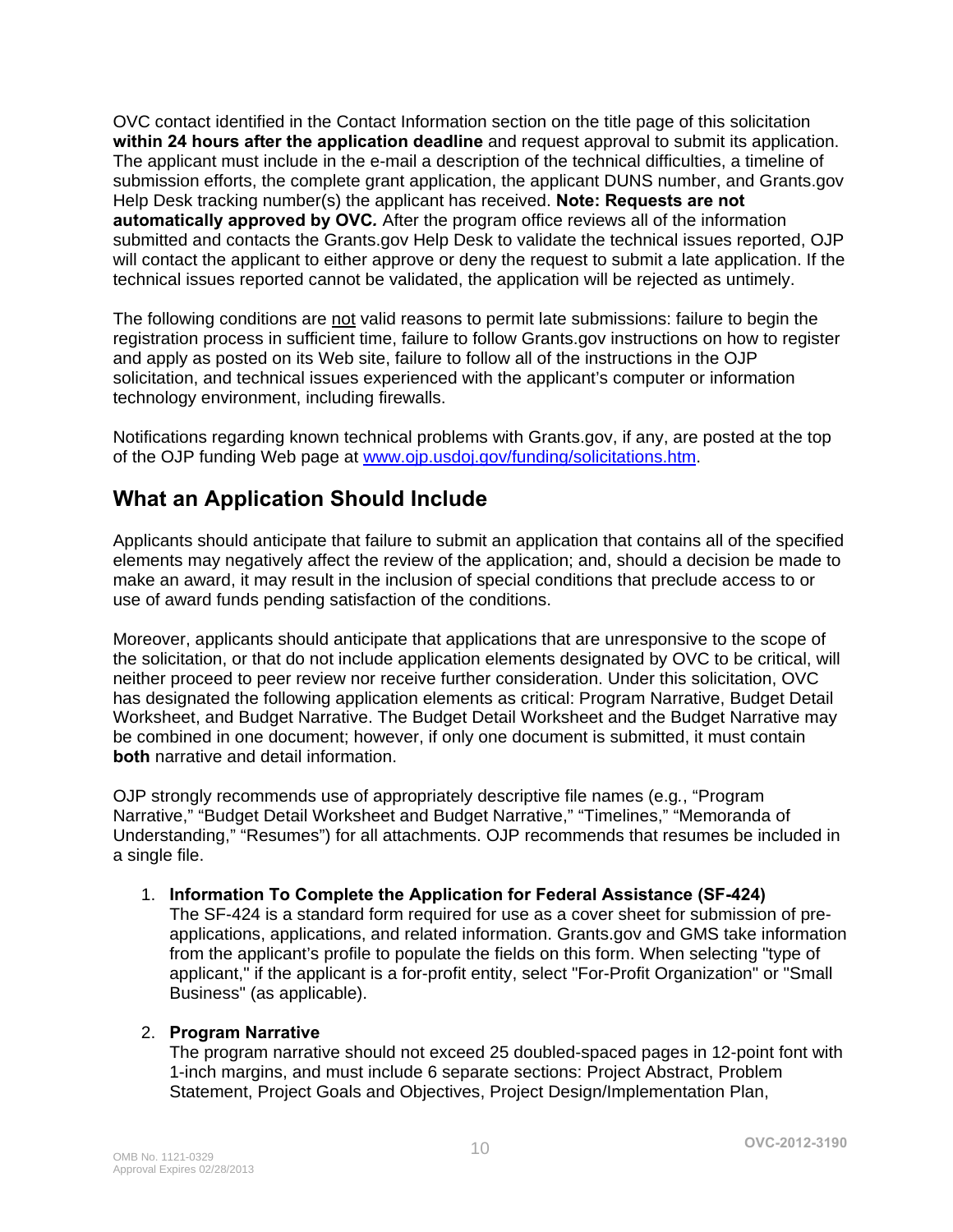OVC contact identified in the Contact Information section on the title page of this solicitation **within 24 hours after the application deadline** and request approval to submit its application. The applicant must include in the e-mail a description of the technical difficulties, a timeline of submission efforts, the complete grant application, the applicant DUNS number, and Grants.gov Help Desk tracking number(s) the applicant has received. **Note: Requests are not automatically approved by OVC*.*** After the program office reviews all of the information submitted and contacts the Grants.gov Help Desk to validate the technical issues reported, OJP will contact the applicant to either approve or deny the request to submit a late application. If the technical issues reported cannot be validated, the application will be rejected as untimely.

The following conditions are not valid reasons to permit late submissions: failure to begin the registration process in sufficient time, failure to follow Grants.gov instructions on how to register and apply as posted on its Web site, failure to follow all of the instructions in the OJP solicitation, and technical issues experienced with the applicant's computer or information technology environment, including firewalls.

Notifications regarding known technical problems with Grants.gov, if any, are posted at the top of the OJP funding Web page at www.ojp.usdoj.gov/funding/solicitations.htm.

## What an Application Should Include

Applicants should anticipate that failure to submit an application that contains all of the specified elements may negatively affect the review of the application; and, should a decision be made to make an award, it may result in the inclusion of special conditions that preclude access to or use of award funds pending satisfaction of the conditions.

Moreover, applicants should anticipate that applications that are unresponsive to the scope of the solicitation, or that do not include application elements designated by OVC to be critical, will neither proceed to peer review nor receive further consideration. Under this solicitation, OVC has designated the following application elements as critical: Program Narrative, Budget Detail Worksheet, and Budget Narrative. The Budget Detail Worksheet and the Budget Narrative may be combined in one document; however, if only one document is submitted, it must contain **both** narrative and detail information.

OJP strongly recommends use of appropriately descriptive file names (e.g., "Program Narrative," "Budget Detail Worksheet and Budget Narrative," "Timelines," "Memoranda of Understanding," "Resumes") for all attachments. OJP recommends that resumes be included in a single file.

1. **Information To Complete the Application for Federal Assistance (SF-424)**
   The SF-424 is a standard form required for use as a cover sheet for submission of pre-applications, applications, and related information. Grants.gov and GMS take information from the applicant's profile to populate the fields on this form. When selecting "type of applicant," if the applicant is a for-profit entity, select "For-Profit Organization" or "Small Business" (as applicable).

2. **Program Narrative**
   The program narrative should not exceed 25 doubled-spaced pages in 12-point font with 1-inch margins, and must include 6 separate sections: Project Abstract, Problem Statement, Project Goals and Objectives, Project Design/Implementation Plan,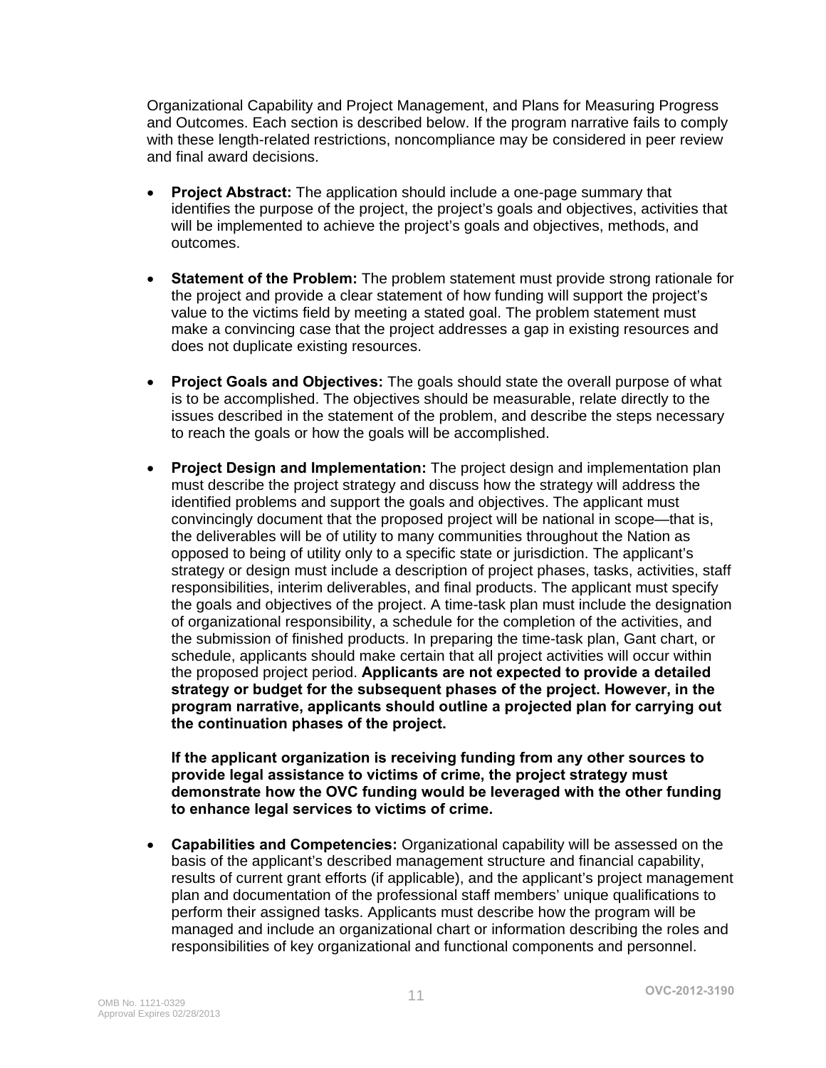Organizational Capability and Project Management, and Plans for Measuring Progress and Outcomes. Each section is described below. If the program narrative fails to comply with these length-related restrictions, noncompliance may be considered in peer review and final award decisions.

- **Project Abstract:** The application should include a one-page summary that identifies the purpose of the project, the project's goals and objectives, activities that will be implemented to achieve the project's goals and objectives, methods, and outcomes.

- **Statement of the Problem:** The problem statement must provide strong rationale for the project and provide a clear statement of how funding will support the project's value to the victims field by meeting a stated goal. The problem statement must make a convincing case that the project addresses a gap in existing resources and does not duplicate existing resources.

- **Project Goals and Objectives:** The goals should state the overall purpose of what is to be accomplished. The objectives should be measurable, relate directly to the issues described in the statement of the problem, and describe the steps necessary to reach the goals or how the goals will be accomplished.

- **Project Design and Implementation:** The project design and implementation plan must describe the project strategy and discuss how the strategy will address the identified problems and support the goals and objectives. The applicant must convincingly document that the proposed project will be national in scope—that is, the deliverables will be of utility to many communities throughout the Nation as opposed to being of utility only to a specific state or jurisdiction. The applicant's strategy or design must include a description of project phases, tasks, activities, staff responsibilities, interim deliverables, and final products. The applicant must specify the goals and objectives of the project. A time-task plan must include the designation of organizational responsibility, a schedule for the completion of the activities, and the submission of finished products. In preparing the time-task plan, Gant chart, or schedule, applicants should make certain that all project activities will occur within the proposed project period. **Applicants are not expected to provide a detailed strategy or budget for the subsequent phases of the project. However, in the program narrative, applicants should outline a projected plan for carrying out the continuation phases of the project.**

  **If the applicant organization is receiving funding from any other sources to provide legal assistance to victims of crime, the project strategy must demonstrate how the OVC funding would be leveraged with the other funding to enhance legal services to victims of crime.**

- **Capabilities and Competencies:** Organizational capability will be assessed on the basis of the applicant's described management structure and financial capability, results of current grant efforts (if applicable), and the applicant's project management plan and documentation of the professional staff members' unique qualifications to perform their assigned tasks. Applicants must describe how the program will be managed and include an organizational chart or information describing the roles and responsibilities of key organizational and functional components and personnel.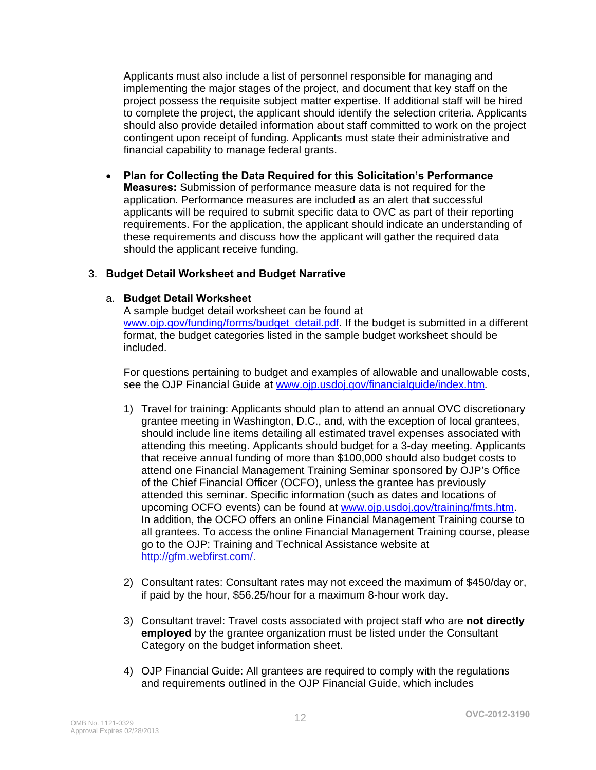Applicants must also include a list of personnel responsible for managing and implementing the major stages of the project, and document that key staff on the project possess the requisite subject matter expertise. If additional staff will be hired to complete the project, the applicant should identify the selection criteria. Applicants should also provide detailed information about staff committed to work on the project contingent upon receipt of funding. Applicants must state their administrative and financial capability to manage federal grants.

- **Plan for Collecting the Data Required for this Solicitation's Performance Measures:** Submission of performance measure data is not required for the application. Performance measures are included as an alert that successful applicants will be required to submit specific data to OVC as part of their reporting requirements. For the application, the applicant should indicate an understanding of these requirements and discuss how the applicant will gather the required data should the applicant receive funding.

3. **Budget Detail Worksheet and Budget Narrative**

   a. **Budget Detail Worksheet**
   A sample budget detail worksheet can be found at [www.ojp.gov/funding/forms/budget_detail.pdf](www.ojp.gov/funding/forms/budget_detail.pdf). If the budget is submitted in a different format, the budget categories listed in the sample budget worksheet should be included.

   For questions pertaining to budget and examples of allowable and unallowable costs, see the OJP Financial Guide at [www.ojp.usdoj.gov/financialguide/index.htm](www.ojp.usdoj.gov/financialguide/index.htm).

   1) Travel for training: Applicants should plan to attend an annual OVC discretionary grantee meeting in Washington, D.C., and, with the exception of local grantees, should include line items detailing all estimated travel expenses associated with attending this meeting. Applicants should budget for a 3-day meeting. Applicants that receive annual funding of more than $100,000 should also budget costs to attend one Financial Management Training Seminar sponsored by OJP's Office of the Chief Financial Officer (OCFO), unless the grantee has previously attended this seminar. Specific information (such as dates and locations of upcoming OCFO events) can be found at [www.ojp.usdoj.gov/training/fmts.htm](www.ojp.usdoj.gov/training/fmts.htm). In addition, the OCFO offers an online Financial Management Training course to all grantees. To access the online Financial Management Training course, please go to the OJP: Training and Technical Assistance website at [http://gfm.webfirst.com/](http://gfm.webfirst.com/).

   2) Consultant rates: Consultant rates may not exceed the maximum of $450/day or, if paid by the hour, $56.25/hour for a maximum 8-hour work day.

   3) Consultant travel: Travel costs associated with project staff who are **not directly employed** by the grantee organization must be listed under the Consultant Category on the budget information sheet.

   4) OJP Financial Guide: All grantees are required to comply with the regulations and requirements outlined in the OJP Financial Guide, which includes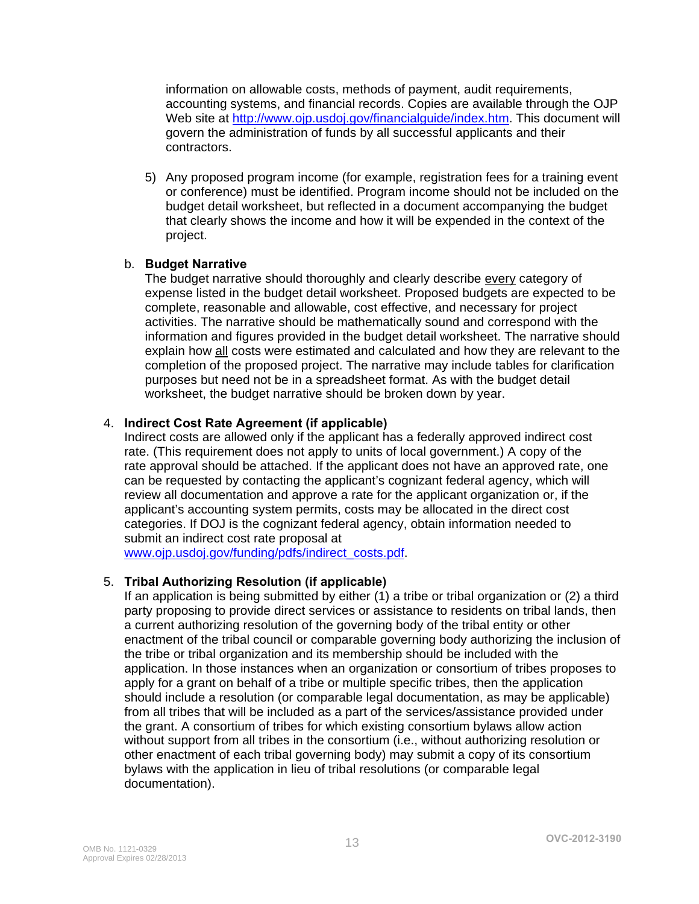information on allowable costs, methods of payment, audit requirements, accounting systems, and financial records. Copies are available through the OJP Web site at http://www.ojp.usdoj.gov/financialguide/index.htm. This document will govern the administration of funds by all successful applicants and their contractors.

5) Any proposed program income (for example, registration fees for a training event or conference) must be identified. Program income should not be included on the budget detail worksheet, but reflected in a document accompanying the budget that clearly shows the income and how it will be expended in the context of the project.

b. **Budget Narrative**
The budget narrative should thoroughly and clearly describe every category of expense listed in the budget detail worksheet. Proposed budgets are expected to be complete, reasonable and allowable, cost effective, and necessary for project activities. The narrative should be mathematically sound and correspond with the information and figures provided in the budget detail worksheet. The narrative should explain how all costs were estimated and calculated and how they are relevant to the completion of the proposed project. The narrative may include tables for clarification purposes but need not be in a spreadsheet format. As with the budget detail worksheet, the budget narrative should be broken down by year.

4. **Indirect Cost Rate Agreement (if applicable)**
Indirect costs are allowed only if the applicant has a federally approved indirect cost rate. (This requirement does not apply to units of local government.) A copy of the rate approval should be attached. If the applicant does not have an approved rate, one can be requested by contacting the applicant's cognizant federal agency, which will review all documentation and approve a rate for the applicant organization or, if the applicant's accounting system permits, costs may be allocated in the direct cost categories. If DOJ is the cognizant federal agency, obtain information needed to submit an indirect cost rate proposal at www.ojp.usdoj.gov/funding/pdfs/indirect_costs.pdf.

5. **Tribal Authorizing Resolution (if applicable)**
If an application is being submitted by either (1) a tribe or tribal organization or (2) a third party proposing to provide direct services or assistance to residents on tribal lands, then a current authorizing resolution of the governing body of the tribal entity or other enactment of the tribal council or comparable governing body authorizing the inclusion of the tribe or tribal organization and its membership should be included with the application. In those instances when an organization or consortium of tribes proposes to apply for a grant on behalf of a tribe or multiple specific tribes, then the application should include a resolution (or comparable legal documentation, as may be applicable) from all tribes that will be included as a part of the services/assistance provided under the grant. A consortium of tribes for which existing consortium bylaws allow action without support from all tribes in the consortium (i.e., without authorizing resolution or other enactment of each tribal governing body) may submit a copy of its consortium bylaws with the application in lieu of tribal resolutions (or comparable legal documentation).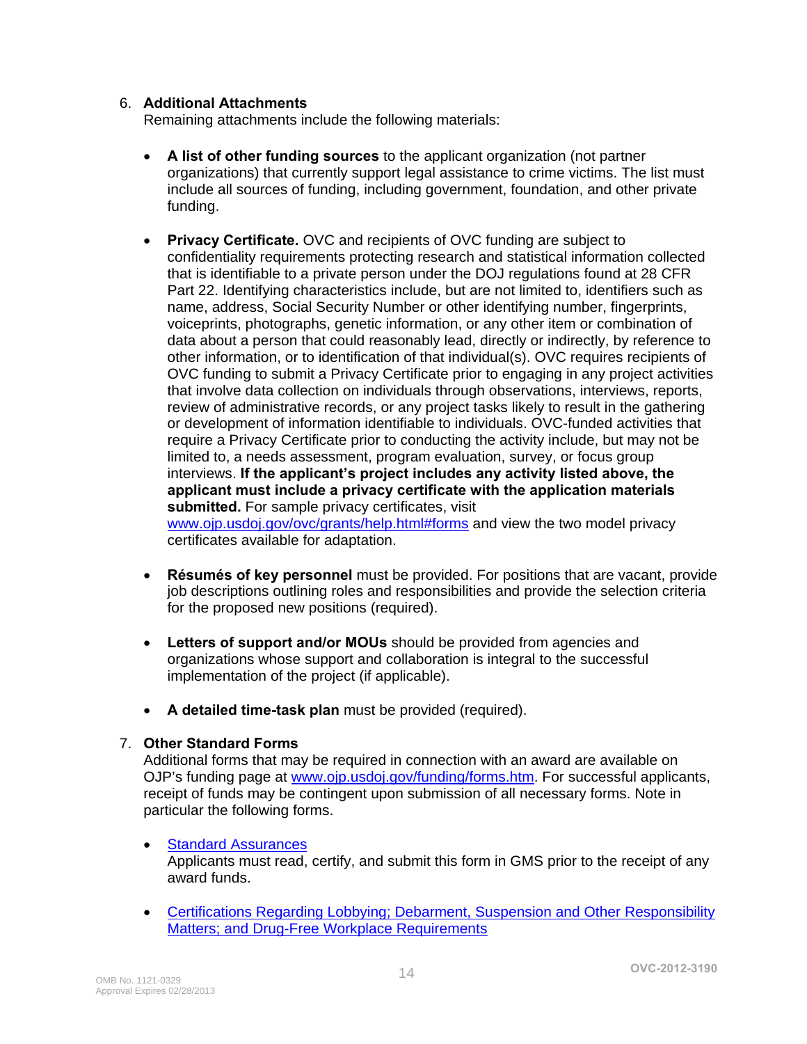6. **Additional Attachments**
   Remaining attachments include the following materials:

   - **A list of other funding sources** to the applicant organization (not partner organizations) that currently support legal assistance to crime victims. The list must include all sources of funding, including government, foundation, and other private funding.

   - **Privacy Certificate.** OVC and recipients of OVC funding are subject to confidentiality requirements protecting research and statistical information collected that is identifiable to a private person under the DOJ regulations found at 28 CFR Part 22. Identifying characteristics include, but are not limited to, identifiers such as name, address, Social Security Number or other identifying number, fingerprints, voiceprints, photographs, genetic information, or any other item or combination of data about a person that could reasonably lead, directly or indirectly, by reference to other information, or to identification of that individual(s). OVC requires recipients of OVC funding to submit a Privacy Certificate prior to engaging in any project activities that involve data collection on individuals through observations, interviews, reports, review of administrative records, or any project tasks likely to result in the gathering or development of information identifiable to individuals. OVC-funded activities that require a Privacy Certificate prior to conducting the activity include, but may not be limited to, a needs assessment, program evaluation, survey, or focus group interviews. **If the applicant's project includes any activity listed above, the applicant must include a privacy certificate with the application materials submitted.** For sample privacy certificates, visit [www.ojp.usdoj.gov/ovc/grants/help.html#forms](www.ojp.usdoj.gov/ovc/grants/help.html#forms) and view the two model privacy certificates available for adaptation.

   - **Résumés of key personnel** must be provided. For positions that are vacant, provide job descriptions outlining roles and responsibilities and provide the selection criteria for the proposed new positions (required).

   - **Letters of support and/or MOUs** should be provided from agencies and organizations whose support and collaboration is integral to the successful implementation of the project (if applicable).

   - **A detailed time-task plan** must be provided (required).

7. **Other Standard Forms**
   Additional forms that may be required in connection with an award are available on OJP's funding page at [www.ojp.usdoj.gov/funding/forms.htm](www.ojp.usdoj.gov/funding/forms.htm). For successful applicants, receipt of funds may be contingent upon submission of all necessary forms. Note in particular the following forms.

   - Standard Assurances
     Applicants must read, certify, and submit this form in GMS prior to the receipt of any award funds.

   - Certifications Regarding Lobbying; Debarment, Suspension and Other Responsibility Matters; and Drug-Free Workplace Requirements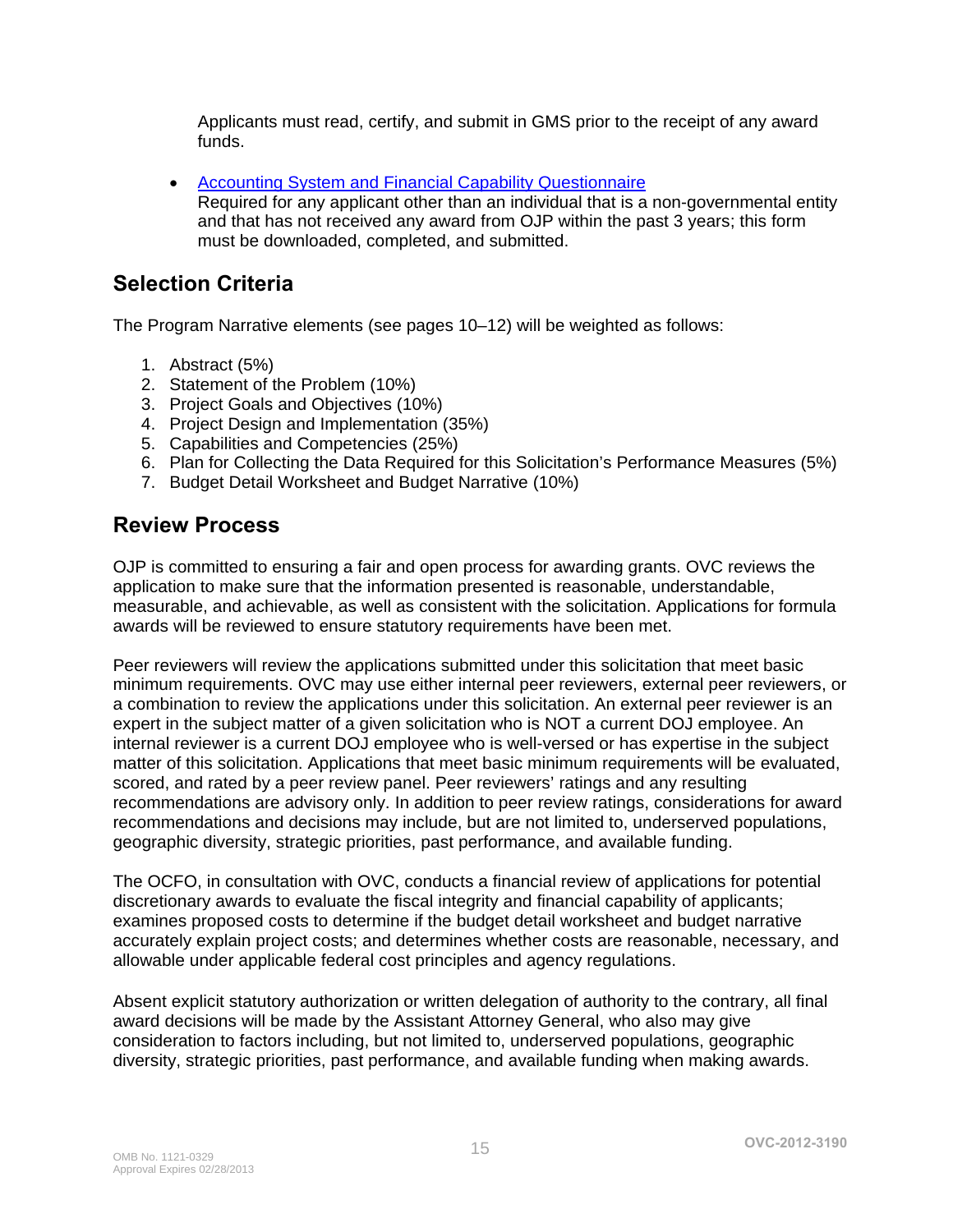Applicants must read, certify, and submit in GMS prior to the receipt of any award funds.

- Accounting System and Financial Capability Questionnaire
  Required for any applicant other than an individual that is a non-governmental entity and that has not received any award from OJP within the past 3 years; this form must be downloaded, completed, and submitted.

## Selection Criteria

The Program Narrative elements (see pages 10–12) will be weighted as follows:

1. Abstract (5%)
2. Statement of the Problem (10%)
3. Project Goals and Objectives (10%)
4. Project Design and Implementation (35%)
5. Capabilities and Competencies (25%)
6. Plan for Collecting the Data Required for this Solicitation's Performance Measures (5%)
7. Budget Detail Worksheet and Budget Narrative (10%)

## Review Process

OJP is committed to ensuring a fair and open process for awarding grants. OVC reviews the application to make sure that the information presented is reasonable, understandable, measurable, and achievable, as well as consistent with the solicitation. Applications for formula awards will be reviewed to ensure statutory requirements have been met.

Peer reviewers will review the applications submitted under this solicitation that meet basic minimum requirements. OVC may use either internal peer reviewers, external peer reviewers, or a combination to review the applications under this solicitation. An external peer reviewer is an expert in the subject matter of a given solicitation who is NOT a current DOJ employee. An internal reviewer is a current DOJ employee who is well-versed or has expertise in the subject matter of this solicitation. Applications that meet basic minimum requirements will be evaluated, scored, and rated by a peer review panel. Peer reviewers' ratings and any resulting recommendations are advisory only. In addition to peer review ratings, considerations for award recommendations and decisions may include, but are not limited to, underserved populations, geographic diversity, strategic priorities, past performance, and available funding.

The OCFO, in consultation with OVC, conducts a financial review of applications for potential discretionary awards to evaluate the fiscal integrity and financial capability of applicants; examines proposed costs to determine if the budget detail worksheet and budget narrative accurately explain project costs; and determines whether costs are reasonable, necessary, and allowable under applicable federal cost principles and agency regulations.

Absent explicit statutory authorization or written delegation of authority to the contrary, all final award decisions will be made by the Assistant Attorney General, who also may give consideration to factors including, but not limited to, underserved populations, geographic diversity, strategic priorities, past performance, and available funding when making awards.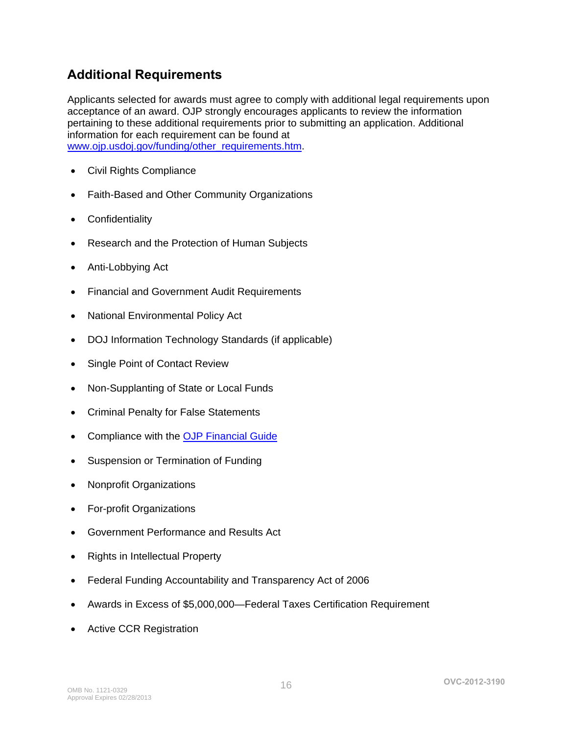## Additional Requirements

Applicants selected for awards must agree to comply with additional legal requirements upon acceptance of an award. OJP strongly encourages applicants to review the information pertaining to these additional requirements prior to submitting an application. Additional information for each requirement can be found at [www.ojp.usdoj.gov/funding/other_requirements.htm](www.ojp.usdoj.gov/funding/other_requirements.htm).

- Civil Rights Compliance
- Faith-Based and Other Community Organizations
- Confidentiality
- Research and the Protection of Human Subjects
- Anti-Lobbying Act
- Financial and Government Audit Requirements
- National Environmental Policy Act
- DOJ Information Technology Standards (if applicable)
- Single Point of Contact Review
- Non-Supplanting of State or Local Funds
- Criminal Penalty for False Statements
- Compliance with the OJP Financial Guide
- Suspension or Termination of Funding
- Nonprofit Organizations
- For-profit Organizations
- Government Performance and Results Act
- Rights in Intellectual Property
- Federal Funding Accountability and Transparency Act of 2006
- Awards in Excess of $5,000,000—Federal Taxes Certification Requirement
- Active CCR Registration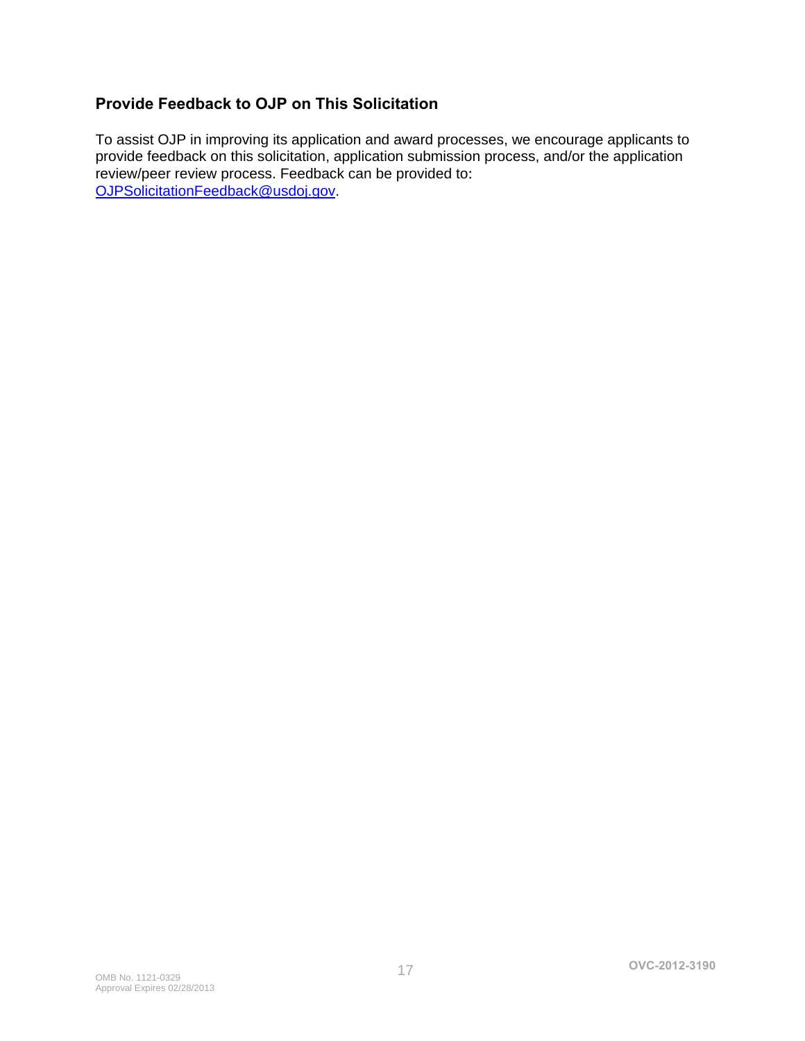### Provide Feedback to OJP on This Solicitation

To assist OJP in improving its application and award processes, we encourage applicants to provide feedback on this solicitation, application submission process, and/or the application review/peer review process. Feedback can be provided to: OJPSolicitationFeedback@usdoj.gov.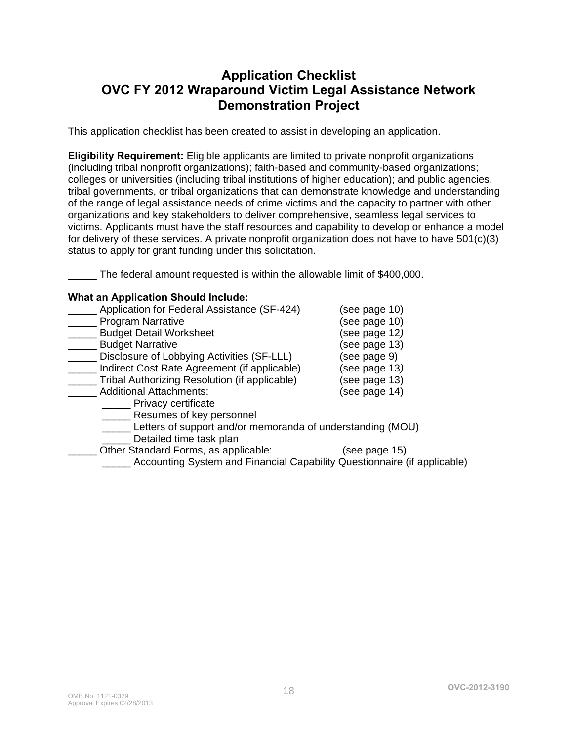# Application Checklist
# OVC FY 2012 Wraparound Victim Legal Assistance Network Demonstration Project

This application checklist has been created to assist in developing an application.

**Eligibility Requirement:** Eligible applicants are limited to private nonprofit organizations (including tribal nonprofit organizations); faith-based and community-based organizations; colleges or universities (including tribal institutions of higher education); and public agencies, tribal governments, or tribal organizations that can demonstrate knowledge and understanding of the range of legal assistance needs of crime victims and the capacity to partner with other organizations and key stakeholders to deliver comprehensive, seamless legal services to victims. Applicants must have the staff resources and capability to develop or enhance a model for delivery of these services. A private nonprofit organization does not have to have 501(c)(3) status to apply for grant funding under this solicitation.

_____ The federal amount requested is within the allowable limit of $400,000.

**What an Application Should Include:**

_____ Application for Federal Assistance (SF-424) (see page 10)
_____ Program Narrative (see page 10)
_____ Budget Detail Worksheet (see page 12)
_____ Budget Narrative (see page 13)
_____ Disclosure of Lobbying Activities (SF-LLL) (see page 9)
_____ Indirect Cost Rate Agreement (if applicable) (see page 13)
_____ Tribal Authorizing Resolution (if applicable) (see page 13)
_____ Additional Attachments: (see page 14)
    _____ Privacy certificate
    _____ Resumes of key personnel
    _____ Letters of support and/or memoranda of understanding (MOU)
    _____ Detailed time task plan
_____ Other Standard Forms, as applicable: (see page 15)
    _____ Accounting System and Financial Capability Questionnaire (if applicable)